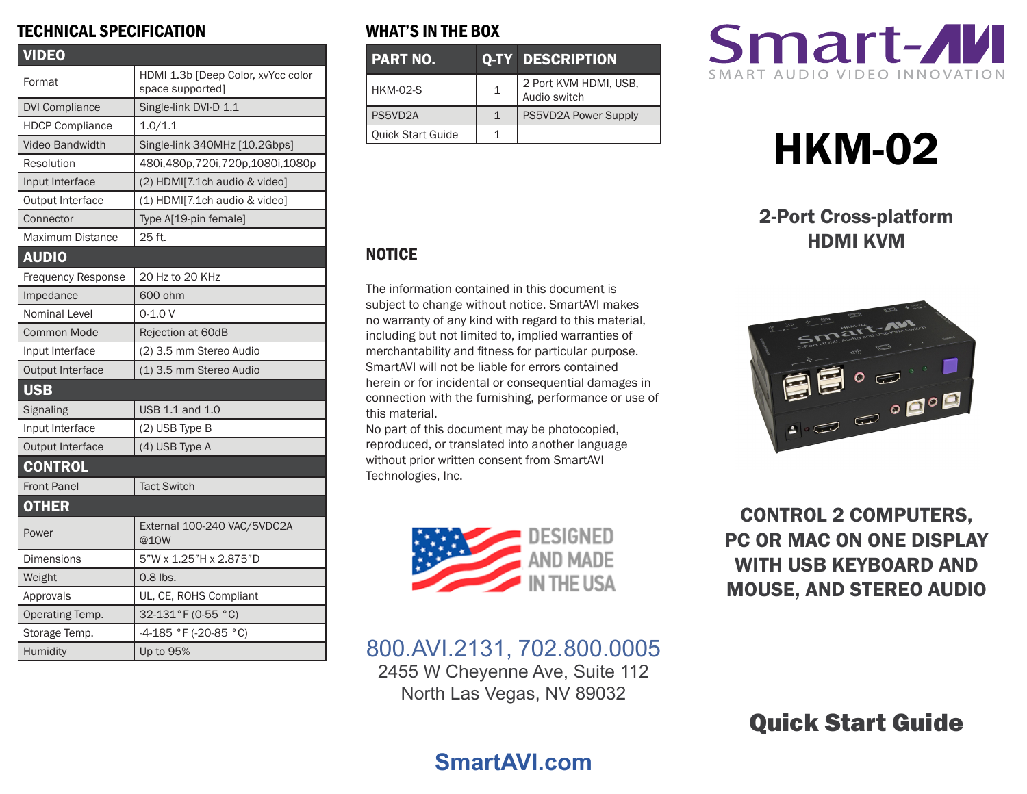## TECHNICAL SPECIFICATION

| VIDEO | |
|---|---|
| Format | HDMI 1.3b [Deep Color, xvYcc color space supported] |
| DVI Compliance | Single-link DVI-D 1.1 |
| HDCP Compliance | 1.0/1.1 |
| Video Bandwidth | Single-link 340MHz [10.2Gbps] |
| Resolution | 480i,480p,720i,720p,1080i,1080p |
| Input Interface | (2) HDMI[7.1ch audio & video] |
| Output Interface | (1) HDMI[7.1ch audio & video] |
| Connector | Type A[19-pin female] |
| Maximum Distance | 25 ft. |
| **AUDIO** | |
| Frequency Response | 20 Hz to 20 KHz |
| Impedance | 600 ohm |
| Nominal Level | 0-1.0 V |
| Common Mode | Rejection at 60dB |
| Input Interface | (2) 3.5 mm Stereo Audio |
| Output Interface | (1) 3.5 mm Stereo Audio |
| **USB** | |
| Signaling | USB 1.1 and 1.0 |
| Input Interface | (2) USB Type B |
| Output Interface | (4) USB Type A |
| **CONTROL** | |
| Front Panel | Tact Switch |
| **OTHER** | |
| Power | External 100-240 VAC/5VDC2A @10W |
| Dimensions | 5"W x 1.25"H x 2.875"D |
| Weight | 0.8 lbs. |
| Approvals | UL, CE, ROHS Compliant |
| Operating Temp. | 32-131°F (0-55 °C) |
| Storage Temp. | -4-185 °F (-20-85 °C) |
| Humidity | Up to 95% |

## WHAT'S IN THE BOX

| PART NO. | Q-TY | DESCRIPTION |
|---|---|---|
| HKM-02-S | 1 | 2 Port KVM HDMI, USB, Audio switch |
| PS5VD2A | 1 | PS5VD2A Power Supply |
| Quick Start Guide | 1 | |

## NOTICE

The information contained in this document is subject to change without notice. SmartAVI makes no warranty of any kind with regard to this material, including but not limited to, implied warranties of merchantability and fitness for particular purpose. SmartAVI will not be liable for errors contained herein or for incidental or consequential damages in connection with the furnishing, performance or use of this material.
No part of this document may be photocopied, reproduced, or translated into another language without prior written consent from SmartAVI Technologies, Inc.

DESIGNED AND MADE IN THE USA

800.AVI.2131, 702.800.0005
2455 W Cheyenne Ave, Suite 112
North Las Vegas, NV 89032

**SmartAVI.com**

Smart-AVI
SMART AUDIO VIDEO INNOVATION

# HKM-02

## 2-Port Cross-platform HDMI KVM

**CONTROL 2 COMPUTERS, PC OR MAC ON ONE DISPLAY WITH USB KEYBOARD AND MOUSE, AND STEREO AUDIO**

## Quick Start Guide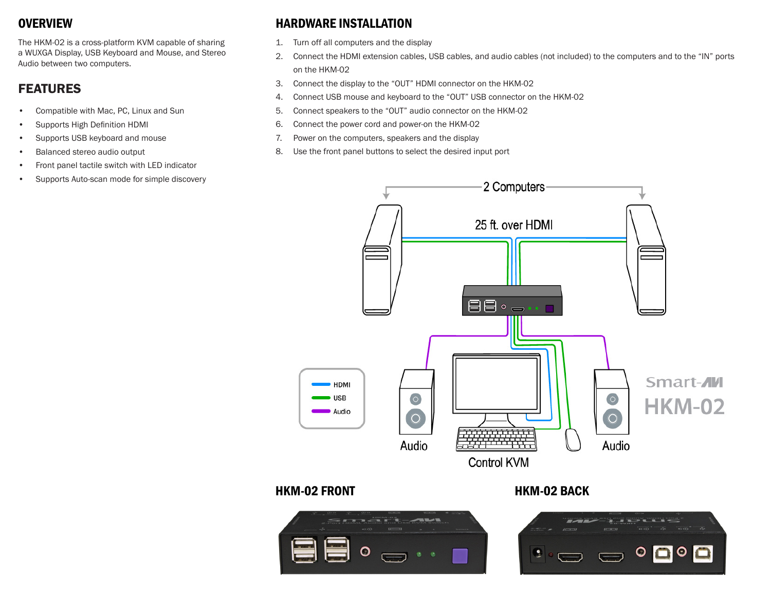## OVERVIEW

The HKM-02 is a cross-platform KVM capable of sharing a WUXGA Display, USB Keyboard and Mouse, and Stereo Audio between two computers.

## FEATURES

- Compatible with Mac, PC, Linux and Sun
- Supports High Definition HDMI
- Supports USB keyboard and mouse
- Balanced stereo audio output
- Front panel tactile switch with LED indicator
- Supports Auto-scan mode for simple discovery

## HARDWARE INSTALLATION

1. Turn off all computers and the display
2. Connect the HDMI extension cables, USB cables, and audio cables (not included) to the computers and to the “IN” ports on the HKM-02
3. Connect the display to the “OUT” HDMI connector on the HKM-02
4. Connect USB mouse and keyboard to the “OUT” USB connector on the HKM-02
5. Connect speakers to the “OUT” audio connector on the HKM-02
6. Connect the power cord and power-on the HKM-02
7. Power on the computers, speakers and the display
8. Use the front panel buttons to select the desired input port

2 Computers

25 ft. over HDMI

HDMI
USB
Audio

Audio

Control KVM

Audio

Smart-AVI
HKM-02

## HKM-02 FRONT

## HKM-02 BACK